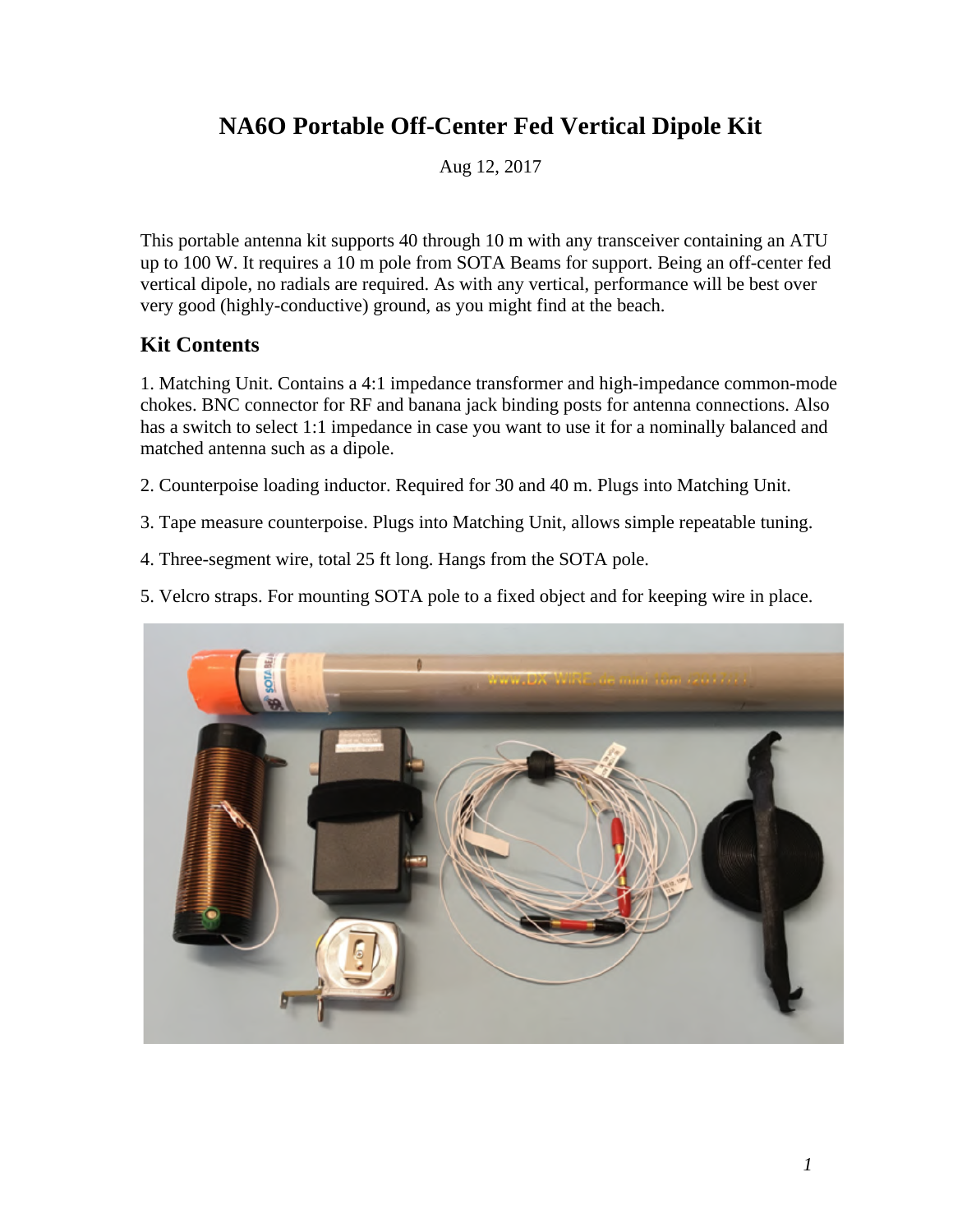# NA6O Portable Off-Center Fed Vertical Dipole Kit

Aug 12, 2017

This portable antenna kit supports 40 through 10 m with any transceiver containing an ATU up to 100 W. It requires a 10 m pole from SOTA Beams for support. Being an off-center fed vertical dipole, no radials are required. As with any vertical, performance will be best over very good (highly-conductive) ground, as you might find at the beach.

## Kit Contents

1. Matching Unit. Contains a 4:1 impedance transformer and high-impedance common-mode chokes. BNC connector for RF and banana jack binding posts for antenna connections. Also has a switch to select 1:1 impedance in case you want to use it for a nominally balanced and matched antenna such as a dipole.

2. Counterpoise loading inductor. Required for 30 and 40 m. Plugs into Matching Unit.

3. Tape measure counterpoise. Plugs into Matching Unit, allows simple repeatable tuning.

4. Three-segment wire, total 25 ft long. Hangs from the SOTA pole.

5. Velcro straps. For mounting SOTA pole to a fixed object and for keeping wire in place.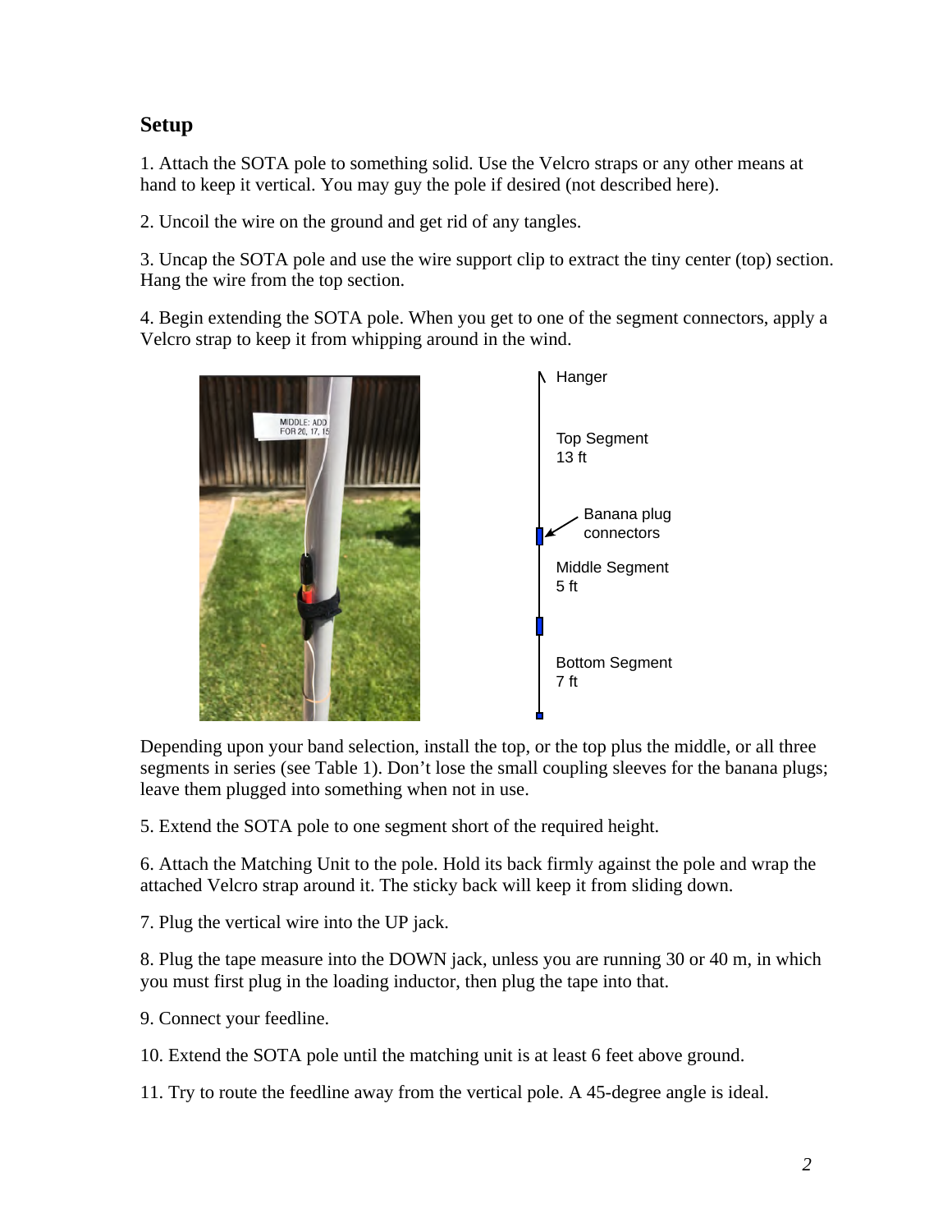## Setup

1. Attach the SOTA pole to something solid. Use the Velcro straps or any other means at hand to keep it vertical. You may guy the pole if desired (not described here).

2. Uncoil the wire on the ground and get rid of any tangles.

3. Uncap the SOTA pole and use the wire support clip to extract the tiny center (top) section. Hang the wire from the top section.

4. Begin extending the SOTA pole. When you get to one of the segment connectors, apply a Velcro strap to keep it from whipping around in the wind.

Hanger

Top Segment
13 ft

Banana plug connectors

Middle Segment
5 ft

Bottom Segment
7 ft

Depending upon your band selection, install the top, or the top plus the middle, or all three segments in series (see Table 1). Don't lose the small coupling sleeves for the banana plugs; leave them plugged into something when not in use.

5. Extend the SOTA pole to one segment short of the required height.

6. Attach the Matching Unit to the pole. Hold its back firmly against the pole and wrap the attached Velcro strap around it. The sticky back will keep it from sliding down.

7. Plug the vertical wire into the UP jack.

8. Plug the tape measure into the DOWN jack, unless you are running 30 or 40 m, in which you must first plug in the loading inductor, then plug the tape into that.

9. Connect your feedline.

10. Extend the SOTA pole until the matching unit is at least 6 feet above ground.

11. Try to route the feedline away from the vertical pole. A 45-degree angle is ideal.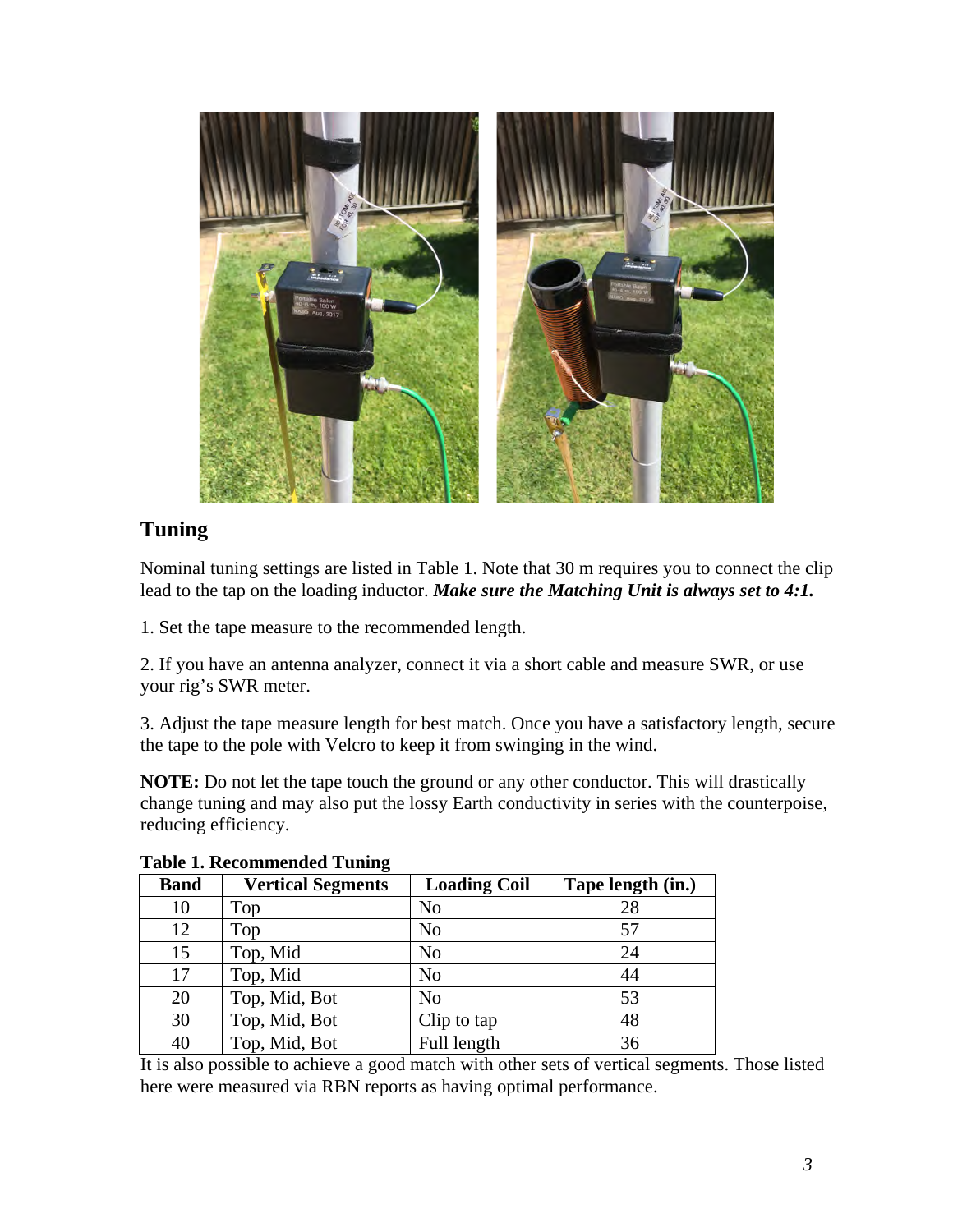## Tuning

Nominal tuning settings are listed in Table 1. Note that 30 m requires you to connect the clip lead to the tap on the loading inductor. ***Make sure the Matching Unit is always set to 4:1.***

1. Set the tape measure to the recommended length.

2. If you have an antenna analyzer, connect it via a short cable and measure SWR, or use your rig's SWR meter.

3. Adjust the tape measure length for best match. Once you have a satisfactory length, secure the tape to the pole with Velcro to keep it from swinging in the wind.

**NOTE:** Do not let the tape touch the ground or any other conductor. This will drastically change tuning and may also put the lossy Earth conductivity in series with the counterpoise, reducing efficiency.

**Table 1. Recommended Tuning**

| Band | Vertical Segments | Loading Coil | Tape length (in.) |
|---|---|---|---|
| 10 | Top | No | 28 |
| 12 | Top | No | 57 |
| 15 | Top, Mid | No | 24 |
| 17 | Top, Mid | No | 44 |
| 20 | Top, Mid, Bot | No | 53 |
| 30 | Top, Mid, Bot | Clip to tap | 48 |
| 40 | Top, Mid, Bot | Full length | 36 |

It is also possible to achieve a good match with other sets of vertical segments. Those listed here were measured via RBN reports as having optimal performance.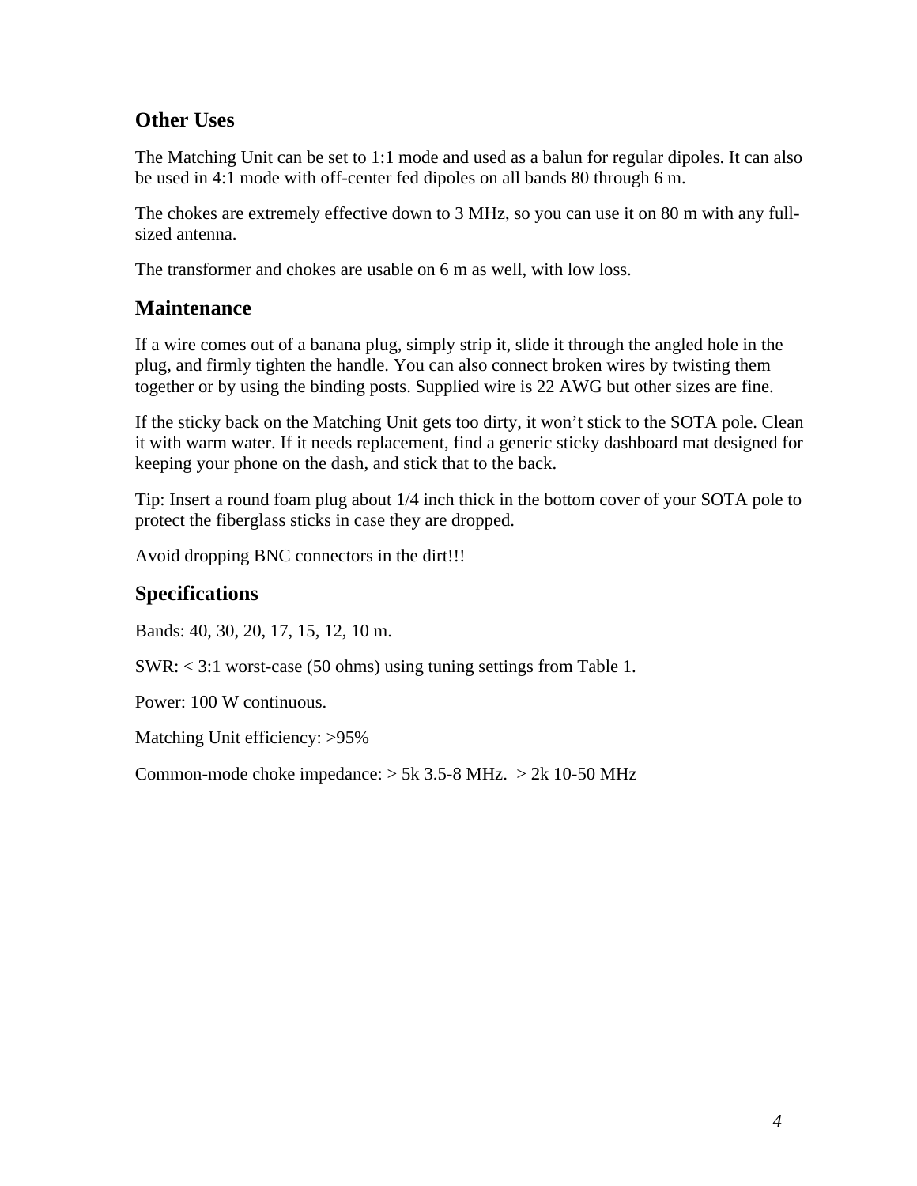## Other Uses

The Matching Unit can be set to 1:1 mode and used as a balun for regular dipoles. It can also be used in 4:1 mode with off-center fed dipoles on all bands 80 through 6 m.

The chokes are extremely effective down to 3 MHz, so you can use it on 80 m with any full-sized antenna.

The transformer and chokes are usable on 6 m as well, with low loss.

## Maintenance

If a wire comes out of a banana plug, simply strip it, slide it through the angled hole in the plug, and firmly tighten the handle. You can also connect broken wires by twisting them together or by using the binding posts. Supplied wire is 22 AWG but other sizes are fine.

If the sticky back on the Matching Unit gets too dirty, it won't stick to the SOTA pole. Clean it with warm water. If it needs replacement, find a generic sticky dashboard mat designed for keeping your phone on the dash, and stick that to the back.

Tip: Insert a round foam plug about 1/4 inch thick in the bottom cover of your SOTA pole to protect the fiberglass sticks in case they are dropped.

Avoid dropping BNC connectors in the dirt!!!

## Specifications

Bands: 40, 30, 20, 17, 15, 12, 10 m.

SWR: < 3:1 worst-case (50 ohms) using tuning settings from Table 1.

Power: 100 W continuous.

Matching Unit efficiency: >95%

Common-mode choke impedance: > 5k 3.5-8 MHz.  > 2k 10-50 MHz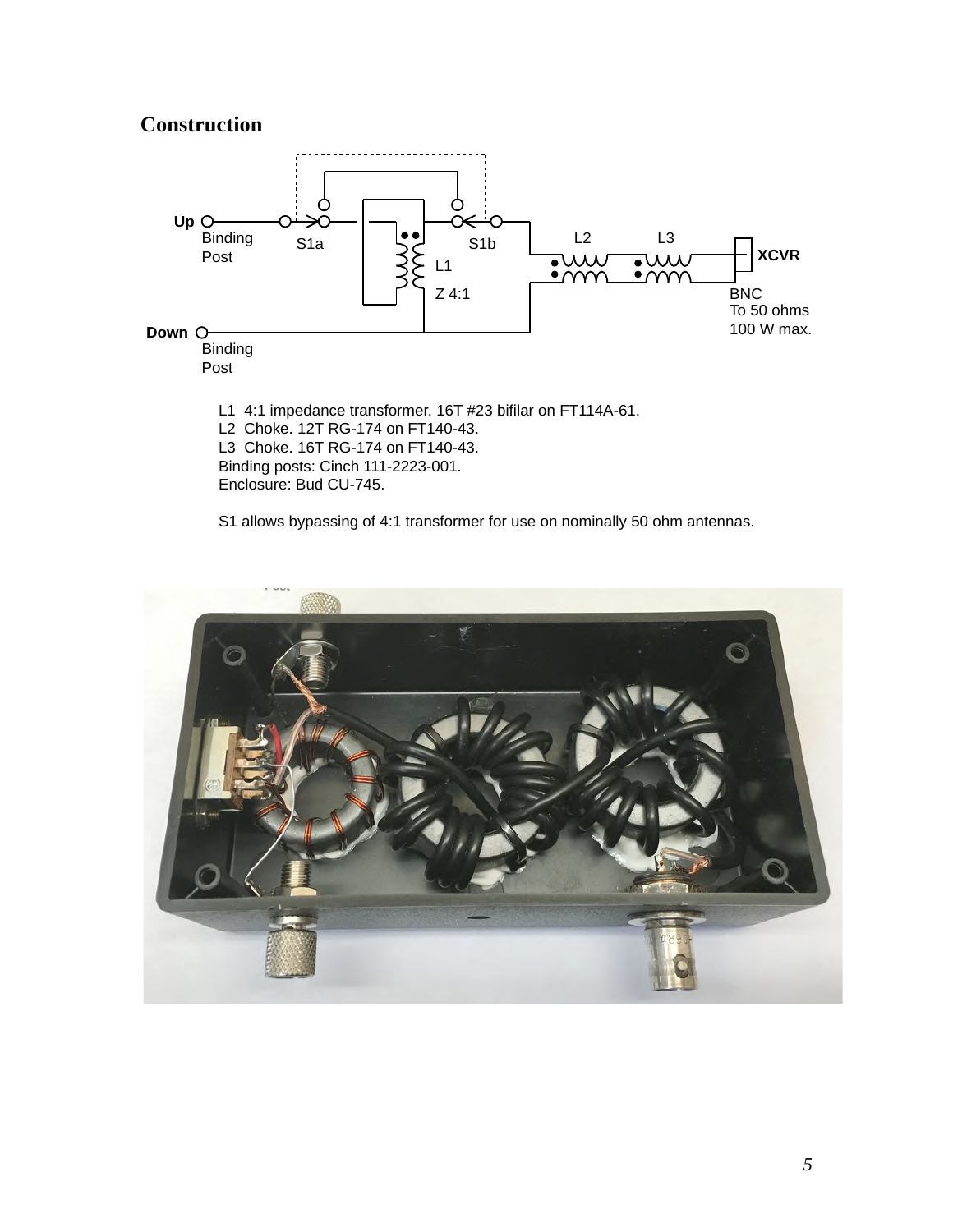## Construction

L1 4:1 impedance transformer. 16T #23 bifilar on FT114A-61.
L2 Choke. 12T RG-174 on FT140-43.
L3 Choke. 16T RG-174 on FT140-43.
Binding posts: Cinch 111-2223-001.
Enclosure: Bud CU-745.

S1 allows bypassing of 4:1 transformer for use on nominally 50 ohm antennas.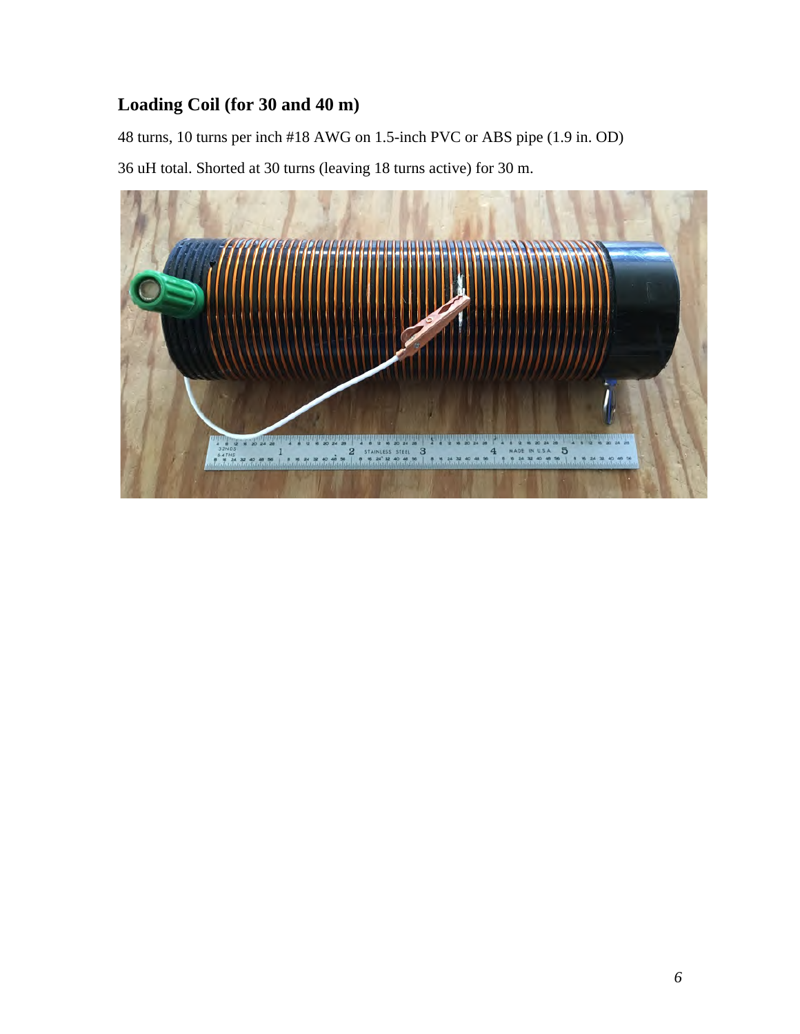## Loading Coil (for 30 and 40 m)

48 turns, 10 turns per inch #18 AWG on 1.5-inch PVC or ABS pipe (1.9 in. OD)

36 uH total. Shorted at 30 turns (leaving 18 turns active) for 30 m.